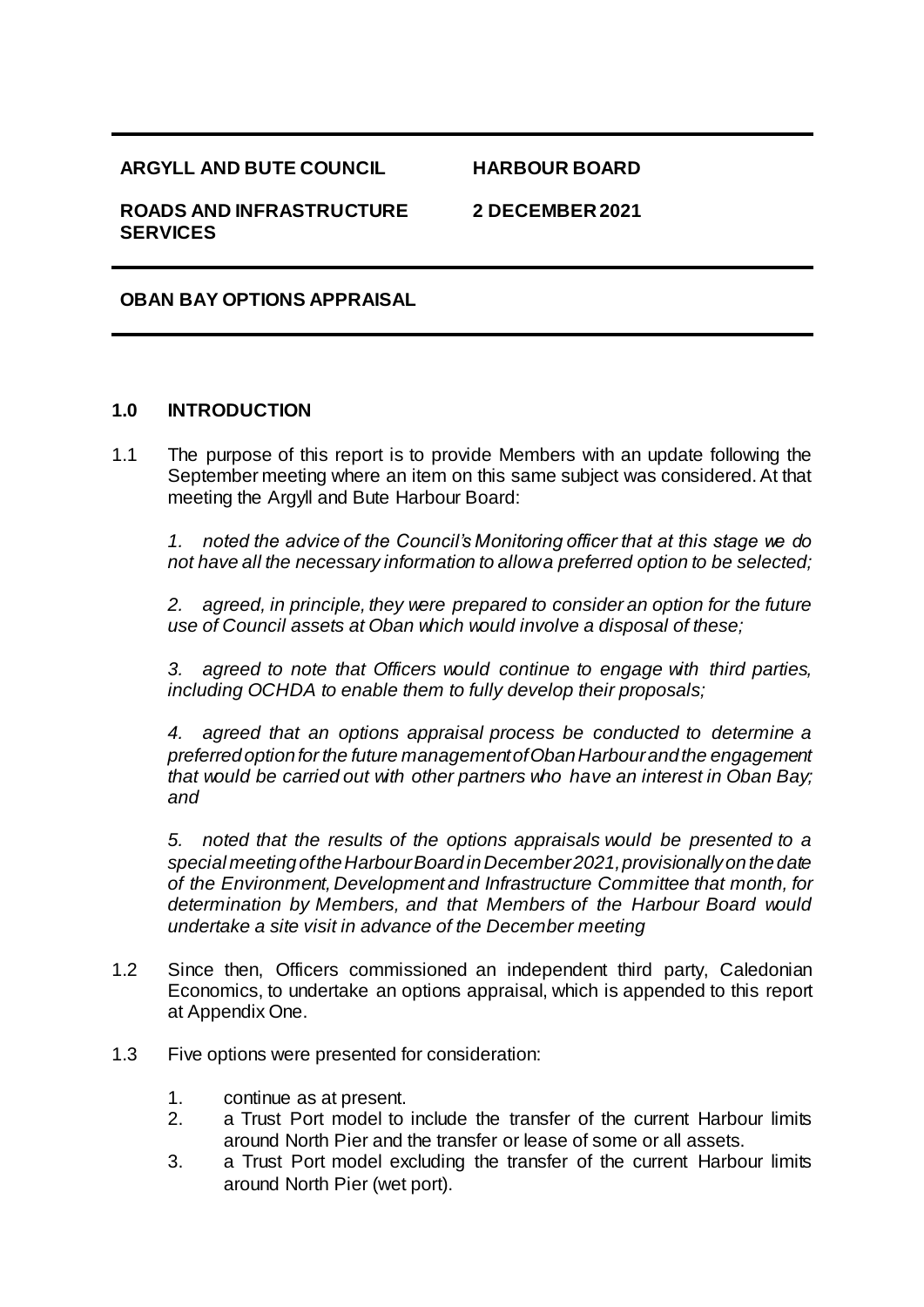**ARGYLL AND BUTE COUNCIL** | **HARBOUR BOARD**

**ROADS AND INFRASTRUCTURE SERVICES** | **2 DECEMBER 2021**

---

**OBAN BAY OPTIONS APPRAISAL**

---

## 1.0 INTRODUCTION

1.1 The purpose of this report is to provide Members with an update following the September meeting where an item on this same subject was considered. At that meeting the Argyll and Bute Harbour Board:

*1. noted the advice of the Council's Monitoring officer that at this stage we do not have all the necessary information to allow a preferred option to be selected;*

*2. agreed, in principle, they were prepared to consider an option for the future use of Council assets at Oban which would involve a disposal of these;*

*3. agreed to note that Officers would continue to engage with third parties, including OCHDA to enable them to fully develop their proposals;*

*4. agreed that an options appraisal process be conducted to determine a preferred option for the future management of Oban Harbour and the engagement that would be carried out with other partners who have an interest in Oban Bay; and*

*5. noted that the results of the options appraisals would be presented to a special meeting of the Harbour Board in December 2021, provisionally on the date of the Environment, Development and Infrastructure Committee that month, for determination by Members, and that Members of the Harbour Board would undertake a site visit in advance of the December meeting*

1.2 Since then, Officers commissioned an independent third party, Caledonian Economics, to undertake an options appraisal, which is appended to this report at Appendix One.

1.3 Five options were presented for consideration:

1. continue as at present.
2. a Trust Port model to include the transfer of the current Harbour limits around North Pier and the transfer or lease of some or all assets.
3. a Trust Port model excluding the transfer of the current Harbour limits around North Pier (wet port).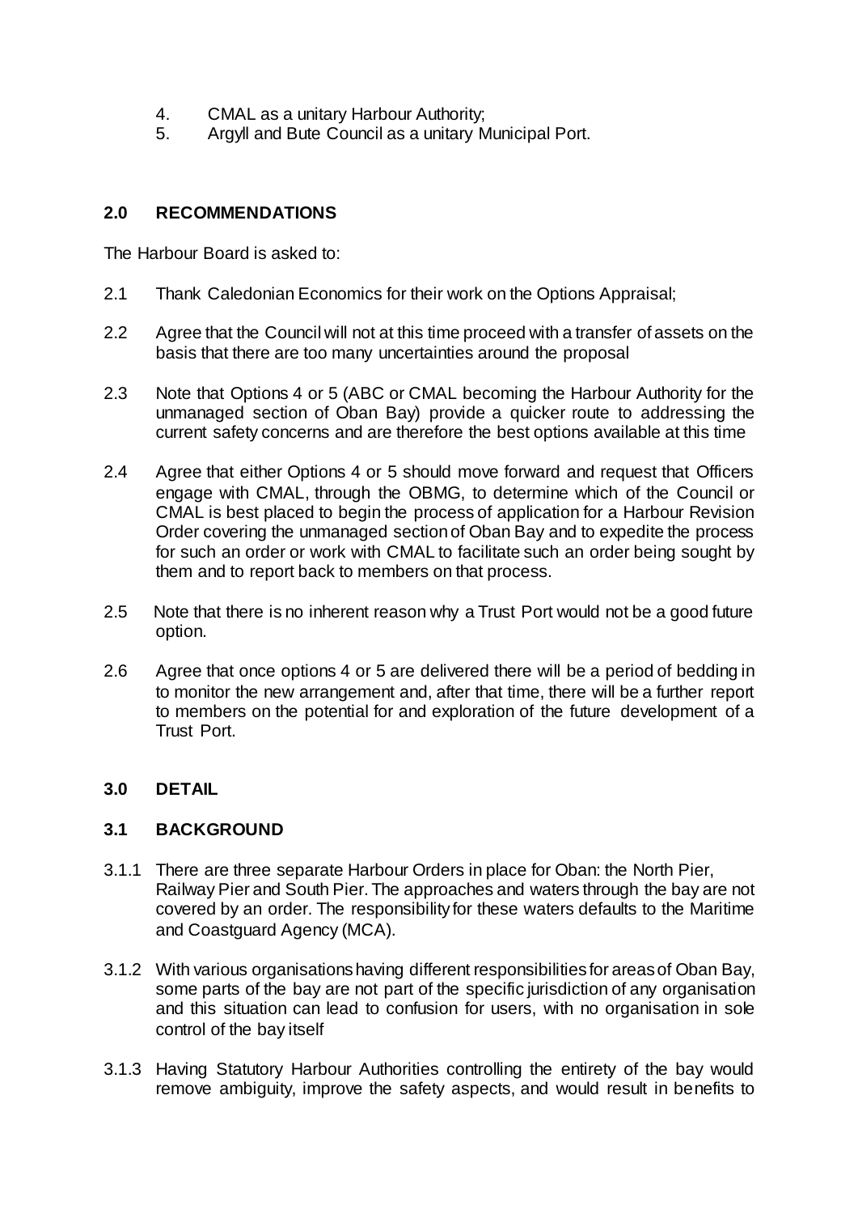4. CMAL as a unitary Harbour Authority;
5. Argyll and Bute Council as a unitary Municipal Port.

## 2.0 RECOMMENDATIONS

The Harbour Board is asked to:

2.1 Thank Caledonian Economics for their work on the Options Appraisal;

2.2 Agree that the Council will not at this time proceed with a transfer of assets on the basis that there are too many uncertainties around the proposal

2.3 Note that Options 4 or 5 (ABC or CMAL becoming the Harbour Authority for the unmanaged section of Oban Bay) provide a quicker route to addressing the current safety concerns and are therefore the best options available at this time

2.4 Agree that either Options 4 or 5 should move forward and request that Officers engage with CMAL, through the OBMG, to determine which of the Council or CMAL is best placed to begin the process of application for a Harbour Revision Order covering the unmanaged section of Oban Bay and to expedite the process for such an order or work with CMAL to facilitate such an order being sought by them and to report back to members on that process.

2.5 Note that there is no inherent reason why a Trust Port would not be a good future option.

2.6 Agree that once options 4 or 5 are delivered there will be a period of bedding in to monitor the new arrangement and, after that time, there will be a further report to members on the potential for and exploration of the future development of a Trust Port.

## 3.0 DETAIL

### 3.1 BACKGROUND

3.1.1 There are three separate Harbour Orders in place for Oban: the North Pier, Railway Pier and South Pier. The approaches and waters through the bay are not covered by an order. The responsibility for these waters defaults to the Maritime and Coastguard Agency (MCA).

3.1.2 With various organisations having different responsibilities for areas of Oban Bay, some parts of the bay are not part of the specific jurisdiction of any organisation and this situation can lead to confusion for users, with no organisation in sole control of the bay itself

3.1.3 Having Statutory Harbour Authorities controlling the entirety of the bay would remove ambiguity, improve the safety aspects, and would result in benefits to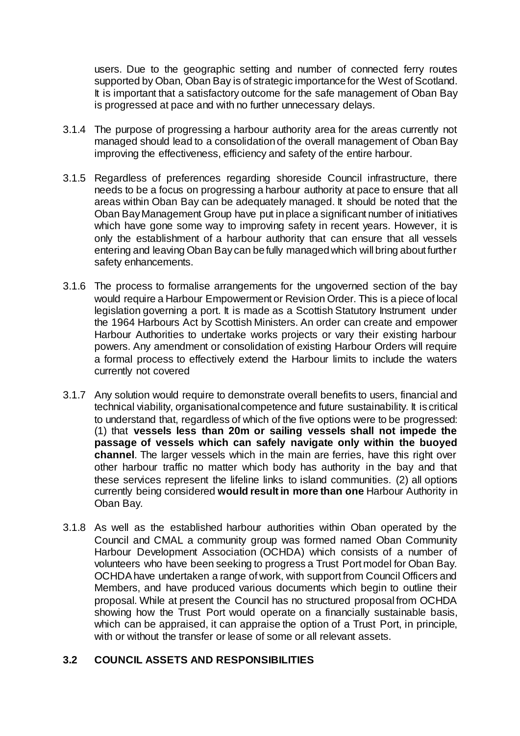users. Due to the geographic setting and number of connected ferry routes supported by Oban, Oban Bay is of strategic importance for the West of Scotland. It is important that a satisfactory outcome for the safe management of Oban Bay is progressed at pace and with no further unnecessary delays.

3.1.4 The purpose of progressing a harbour authority area for the areas currently not managed should lead to a consolidation of the overall management of Oban Bay improving the effectiveness, efficiency and safety of the entire harbour.

3.1.5 Regardless of preferences regarding shoreside Council infrastructure, there needs to be a focus on progressing a harbour authority at pace to ensure that all areas within Oban Bay can be adequately managed. It should be noted that the Oban Bay Management Group have put in place a significant number of initiatives which have gone some way to improving safety in recent years. However, it is only the establishment of a harbour authority that can ensure that all vessels entering and leaving Oban Bay can be fully managed which will bring about further safety enhancements.

3.1.6 The process to formalise arrangements for the ungoverned section of the bay would require a Harbour Empowerment or Revision Order. This is a piece of local legislation governing a port. It is made as a Scottish Statutory Instrument under the 1964 Harbours Act by Scottish Ministers. An order can create and empower Harbour Authorities to undertake works projects or vary their existing harbour powers. Any amendment or consolidation of existing Harbour Orders will require a formal process to effectively extend the Harbour limits to include the waters currently not covered

3.1.7 Any solution would require to demonstrate overall benefits to users, financial and technical viability, organisational competence and future sustainability. It is critical to understand that, regardless of which of the five options were to be progressed: (1) that **vessels less than 20m or sailing vessels shall not impede the passage of vessels which can safely navigate only within the buoyed channel**. The larger vessels which in the main are ferries, have this right over other harbour traffic no matter which body has authority in the bay and that these services represent the lifeline links to island communities. (2) all options currently being considered **would result in more than one** Harbour Authority in Oban Bay.

3.1.8 As well as the established harbour authorities within Oban operated by the Council and CMAL a community group was formed named Oban Community Harbour Development Association (OCHDA) which consists of a number of volunteers who have been seeking to progress a Trust Port model for Oban Bay. OCHDA have undertaken a range of work, with support from Council Officers and Members, and have produced various documents which begin to outline their proposal. While at present the Council has no structured proposal from OCHDA showing how the Trust Port would operate on a financially sustainable basis, which can be appraised, it can appraise the option of a Trust Port, in principle, with or without the transfer or lease of some or all relevant assets.

### 3.2 COUNCIL ASSETS AND RESPONSIBILITIES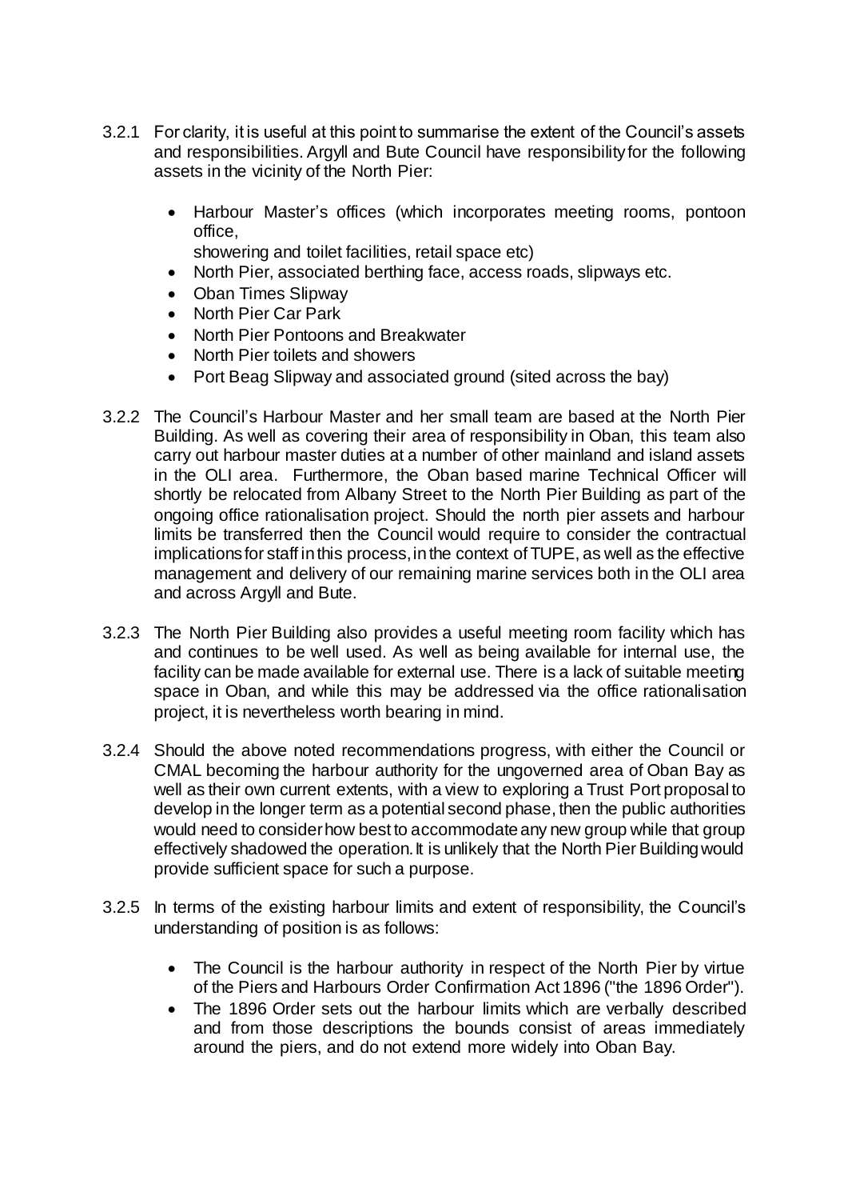3.2.1 For clarity, it is useful at this point to summarise the extent of the Council's assets and responsibilities. Argyll and Bute Council have responsibility for the following assets in the vicinity of the North Pier:

- Harbour Master's offices (which incorporates meeting rooms, pontoon office, showering and toilet facilities, retail space etc)
- North Pier, associated berthing face, access roads, slipways etc.
- Oban Times Slipway
- North Pier Car Park
- North Pier Pontoons and Breakwater
- North Pier toilets and showers
- Port Beag Slipway and associated ground (sited across the bay)

3.2.2 The Council's Harbour Master and her small team are based at the North Pier Building. As well as covering their area of responsibility in Oban, this team also carry out harbour master duties at a number of other mainland and island assets in the OLI area. Furthermore, the Oban based marine Technical Officer will shortly be relocated from Albany Street to the North Pier Building as part of the ongoing office rationalisation project. Should the north pier assets and harbour limits be transferred then the Council would require to consider the contractual implications for staff in this process, in the context of TUPE, as well as the effective management and delivery of our remaining marine services both in the OLI area and across Argyll and Bute.

3.2.3 The North Pier Building also provides a useful meeting room facility which has and continues to be well used. As well as being available for internal use, the facility can be made available for external use. There is a lack of suitable meeting space in Oban, and while this may be addressed via the office rationalisation project, it is nevertheless worth bearing in mind.

3.2.4 Should the above noted recommendations progress, with either the Council or CMAL becoming the harbour authority for the ungoverned area of Oban Bay as well as their own current extents, with a view to exploring a Trust Port proposal to develop in the longer term as a potential second phase, then the public authorities would need to consider how best to accommodate any new group while that group effectively shadowed the operation. It is unlikely that the North Pier Building would provide sufficient space for such a purpose.

3.2.5 In terms of the existing harbour limits and extent of responsibility, the Council's understanding of position is as follows:

- The Council is the harbour authority in respect of the North Pier by virtue of the Piers and Harbours Order Confirmation Act 1896 ("the 1896 Order").
- The 1896 Order sets out the harbour limits which are verbally described and from those descriptions the bounds consist of areas immediately around the piers, and do not extend more widely into Oban Bay.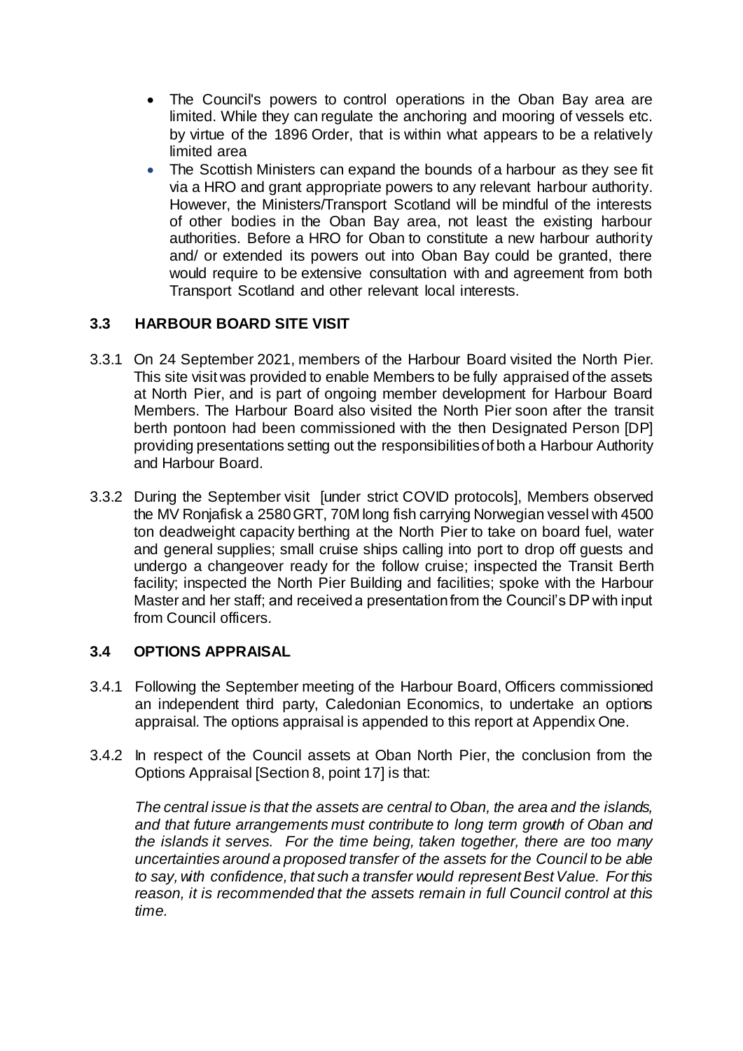- The Council's powers to control operations in the Oban Bay area are limited. While they can regulate the anchoring and mooring of vessels etc. by virtue of the 1896 Order, that is within what appears to be a relatively limited area
- The Scottish Ministers can expand the bounds of a harbour as they see fit via a HRO and grant appropriate powers to any relevant harbour authority. However, the Ministers/Transport Scotland will be mindful of the interests of other bodies in the Oban Bay area, not least the existing harbour authorities. Before a HRO for Oban to constitute a new harbour authority and/ or extended its powers out into Oban Bay could be granted, there would require to be extensive consultation with and agreement from both Transport Scotland and other relevant local interests.

### 3.3 HARBOUR BOARD SITE VISIT

3.3.1 On 24 September 2021, members of the Harbour Board visited the North Pier. This site visit was provided to enable Members to be fully appraised of the assets at North Pier, and is part of ongoing member development for Harbour Board Members. The Harbour Board also visited the North Pier soon after the transit berth pontoon had been commissioned with the then Designated Person [DP] providing presentations setting out the responsibilities of both a Harbour Authority and Harbour Board.

3.3.2 During the September visit [under strict COVID protocols], Members observed the MV Ronjafisk a 2580 GRT, 70M long fish carrying Norwegian vessel with 4500 ton deadweight capacity berthing at the North Pier to take on board fuel, water and general supplies; small cruise ships calling into port to drop off guests and undergo a changeover ready for the follow cruise; inspected the Transit Berth facility; inspected the North Pier Building and facilities; spoke with the Harbour Master and her staff; and received a presentation from the Council's DP with input from Council officers.

### 3.4 OPTIONS APPRAISAL

3.4.1 Following the September meeting of the Harbour Board, Officers commissioned an independent third party, Caledonian Economics, to undertake an options appraisal. The options appraisal is appended to this report at Appendix One.

3.4.2 In respect of the Council assets at Oban North Pier, the conclusion from the Options Appraisal [Section 8, point 17] is that:

*The central issue is that the assets are central to Oban, the area and the islands, and that future arrangements must contribute to long term growth of Oban and the islands it serves. For the time being, taken together, there are too many uncertainties around a proposed transfer of the assets for the Council to be able to say, with confidence, that such a transfer would represent Best Value. For this reason, it is recommended that the assets remain in full Council control at this time.*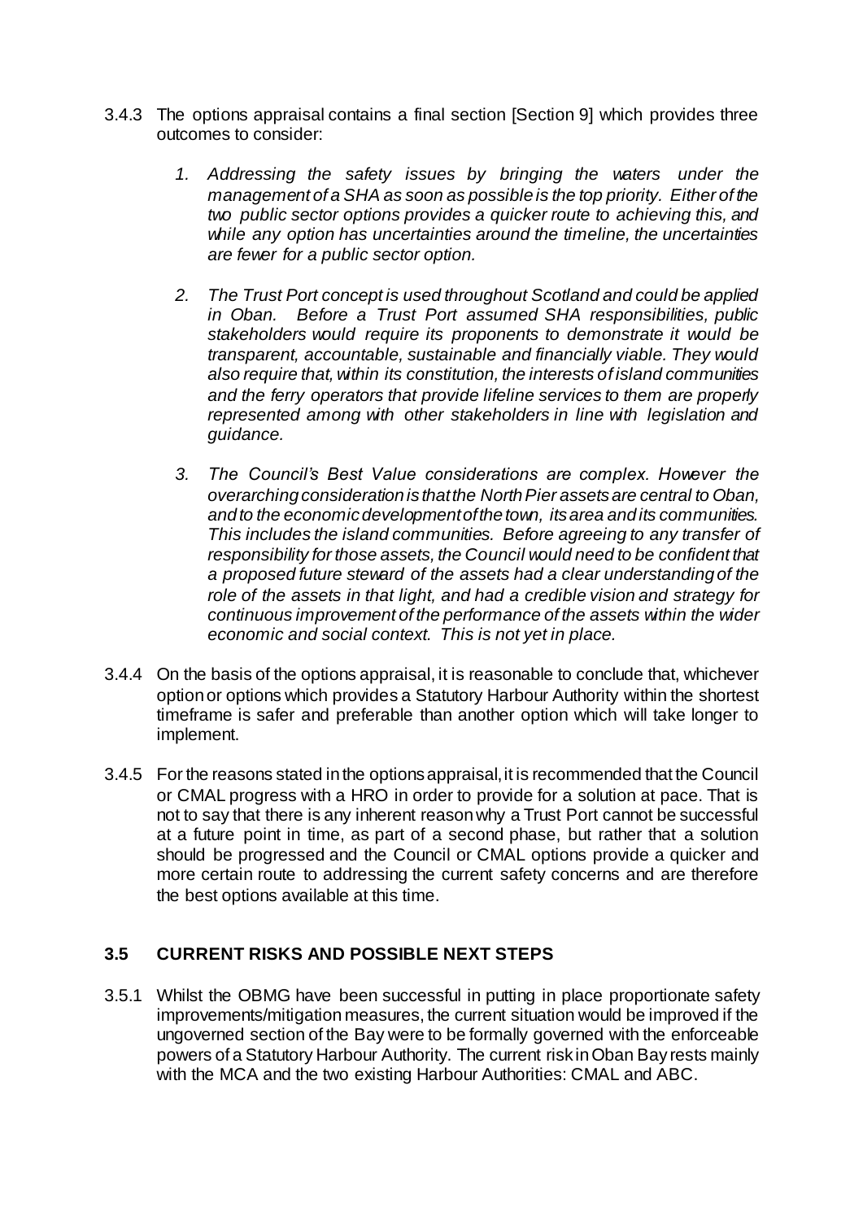3.4.3 The options appraisal contains a final section [Section 9] which provides three outcomes to consider:

1. *Addressing the safety issues by bringing the waters under the management of a SHA as soon as possible is the top priority. Either of the two public sector options provides a quicker route to achieving this, and while any option has uncertainties around the timeline, the uncertainties are fewer for a public sector option.*

2. *The Trust Port concept is used throughout Scotland and could be applied in Oban. Before a Trust Port assumed SHA responsibilities, public stakeholders would require its proponents to demonstrate it would be transparent, accountable, sustainable and financially viable. They would also require that, within its constitution, the interests of island communities and the ferry operators that provide lifeline services to them are properly represented among with other stakeholders in line with legislation and guidance.*

3. *The Council's Best Value considerations are complex. However the overarching consideration is that the North Pier assets are central to Oban, and to the economic development of the town, its area and its communities. This includes the island communities. Before agreeing to any transfer of responsibility for those assets, the Council would need to be confident that a proposed future steward of the assets had a clear understanding of the role of the assets in that light, and had a credible vision and strategy for continuous improvement of the performance of the assets within the wider economic and social context. This is not yet in place.*

3.4.4 On the basis of the options appraisal, it is reasonable to conclude that, whichever option or options which provides a Statutory Harbour Authority within the shortest timeframe is safer and preferable than another option which will take longer to implement.

3.4.5 For the reasons stated in the options appraisal, it is recommended that the Council or CMAL progress with a HRO in order to provide for a solution at pace. That is not to say that there is any inherent reason why a Trust Port cannot be successful at a future point in time, as part of a second phase, but rather that a solution should be progressed and the Council or CMAL options provide a quicker and more certain route to addressing the current safety concerns and are therefore the best options available at this time.

### 3.5 CURRENT RISKS AND POSSIBLE NEXT STEPS

3.5.1 Whilst the OBMG have been successful in putting in place proportionate safety improvements/mitigation measures, the current situation would be improved if the ungoverned section of the Bay were to be formally governed with the enforceable powers of a Statutory Harbour Authority. The current risk in Oban Bay rests mainly with the MCA and the two existing Harbour Authorities: CMAL and ABC.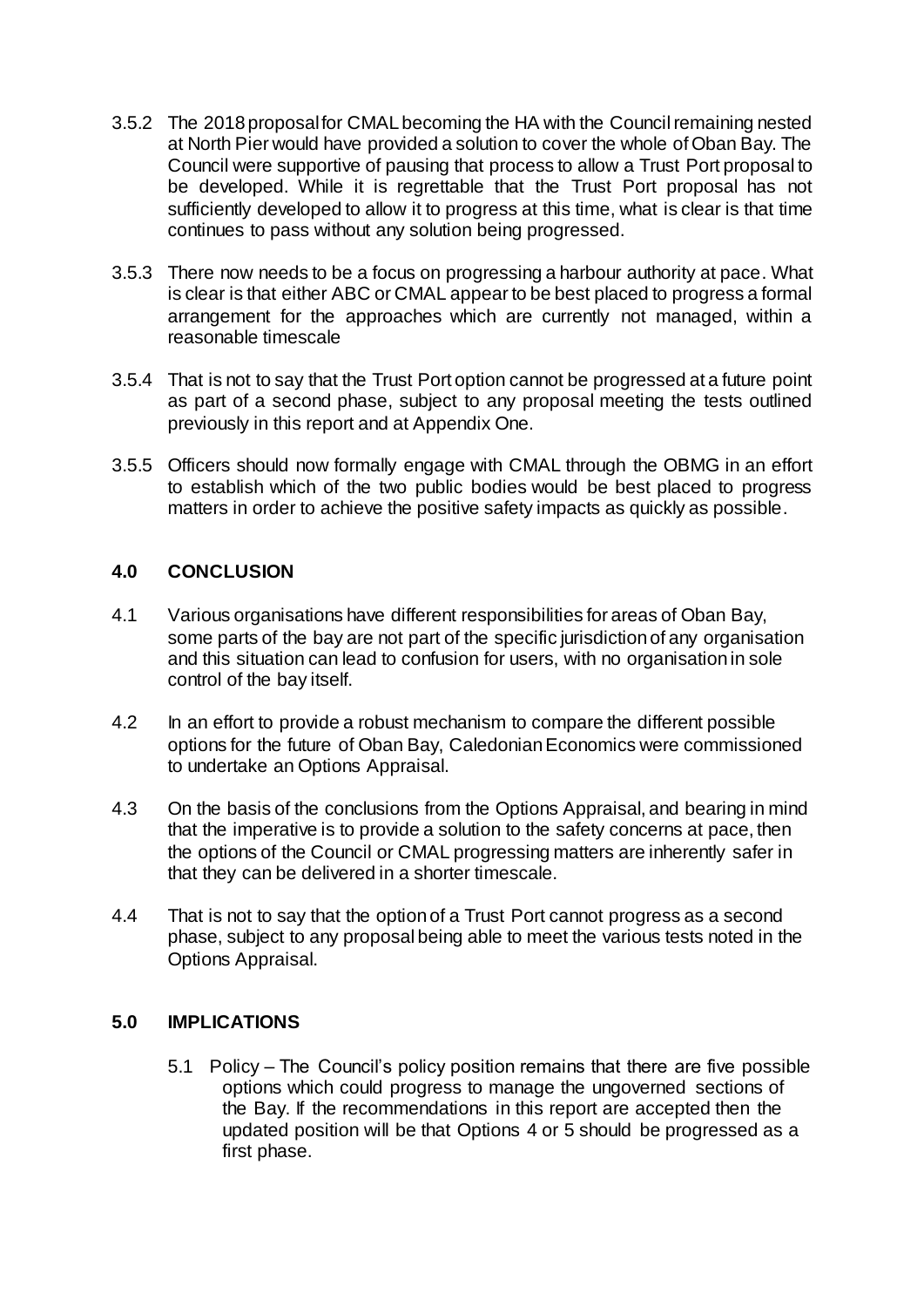3.5.2 The 2018 proposal for CMAL becoming the HA with the Council remaining nested at North Pier would have provided a solution to cover the whole of Oban Bay. The Council were supportive of pausing that process to allow a Trust Port proposal to be developed. While it is regrettable that the Trust Port proposal has not sufficiently developed to allow it to progress at this time, what is clear is that time continues to pass without any solution being progressed.

3.5.3 There now needs to be a focus on progressing a harbour authority at pace. What is clear is that either ABC or CMAL appear to be best placed to progress a formal arrangement for the approaches which are currently not managed, within a reasonable timescale

3.5.4 That is not to say that the Trust Port option cannot be progressed at a future point as part of a second phase, subject to any proposal meeting the tests outlined previously in this report and at Appendix One.

3.5.5 Officers should now formally engage with CMAL through the OBMG in an effort to establish which of the two public bodies would be best placed to progress matters in order to achieve the positive safety impacts as quickly as possible.

## 4.0 CONCLUSION

4.1 Various organisations have different responsibilities for areas of Oban Bay, some parts of the bay are not part of the specific jurisdiction of any organisation and this situation can lead to confusion for users, with no organisation in sole control of the bay itself.

4.2 In an effort to provide a robust mechanism to compare the different possible options for the future of Oban Bay, Caledonian Economics were commissioned to undertake an Options Appraisal.

4.3 On the basis of the conclusions from the Options Appraisal, and bearing in mind that the imperative is to provide a solution to the safety concerns at pace, then the options of the Council or CMAL progressing matters are inherently safer in that they can be delivered in a shorter timescale.

4.4 That is not to say that the option of a Trust Port cannot progress as a second phase, subject to any proposal being able to meet the various tests noted in the Options Appraisal.

## 5.0 IMPLICATIONS

5.1 Policy – The Council's policy position remains that there are five possible options which could progress to manage the ungoverned sections of the Bay. If the recommendations in this report are accepted then the updated position will be that Options 4 or 5 should be progressed as a first phase.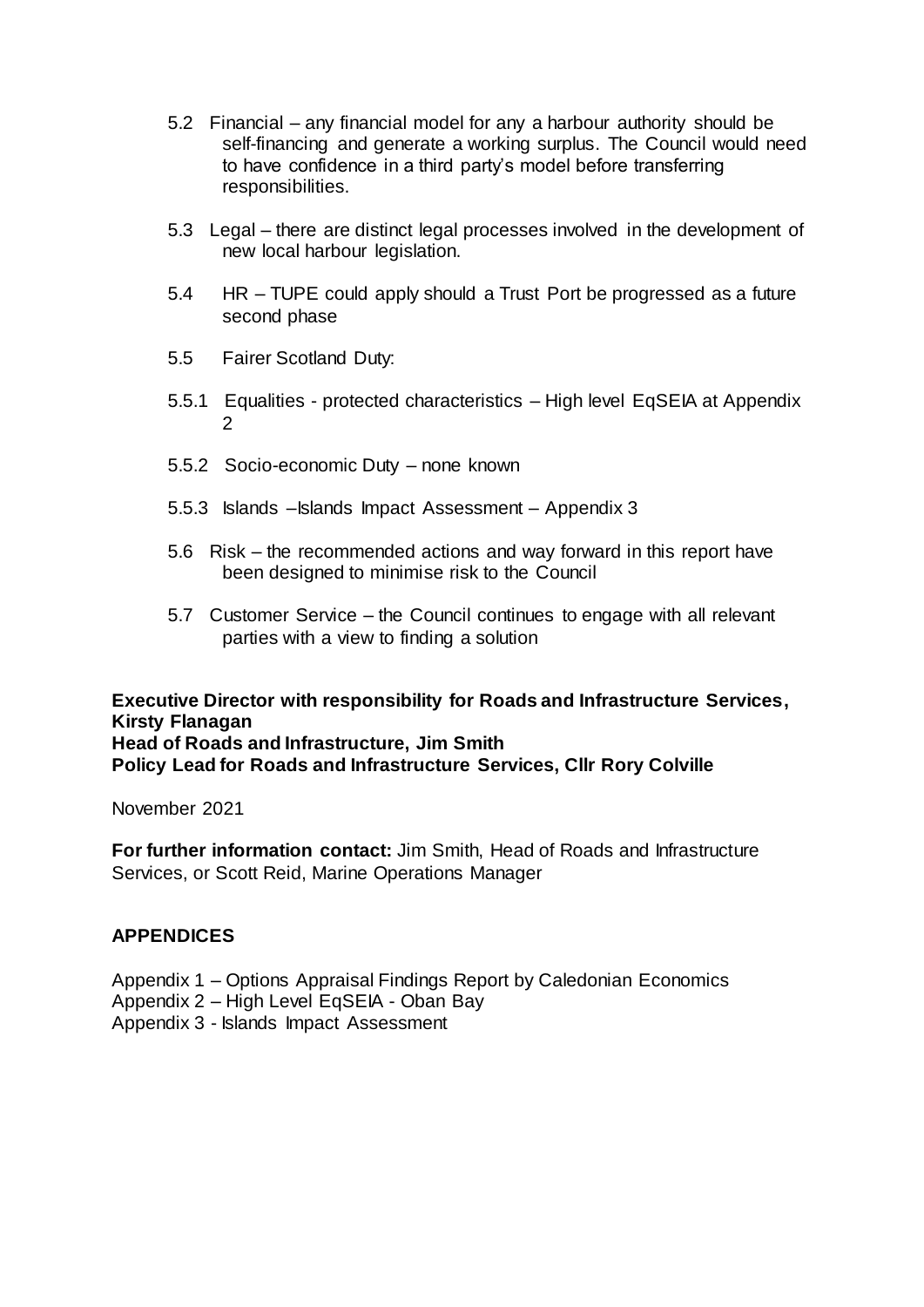5.2 Financial – any financial model for any a harbour authority should be self-financing and generate a working surplus. The Council would need to have confidence in a third party's model before transferring responsibilities.

5.3 Legal – there are distinct legal processes involved in the development of new local harbour legislation.

5.4 HR – TUPE could apply should a Trust Port be progressed as a future second phase

5.5 Fairer Scotland Duty:

5.5.1 Equalities - protected characteristics – High level EqSEIA at Appendix 2

5.5.2 Socio-economic Duty – none known

5.5.3 Islands –Islands Impact Assessment – Appendix 3

5.6 Risk – the recommended actions and way forward in this report have been designed to minimise risk to the Council

5.7 Customer Service – the Council continues to engage with all relevant parties with a view to finding a solution

**Executive Director with responsibility for Roads and Infrastructure Services, Kirsty Flanagan**
**Head of Roads and Infrastructure, Jim Smith**
**Policy Lead for Roads and Infrastructure Services, Cllr Rory Colville**

November 2021

**For further information contact:** Jim Smith, Head of Roads and Infrastructure Services, or Scott Reid, Marine Operations Manager

**APPENDICES**

Appendix 1 – Options Appraisal Findings Report by Caledonian Economics
Appendix 2 – High Level EqSEIA - Oban Bay
Appendix 3 - Islands Impact Assessment